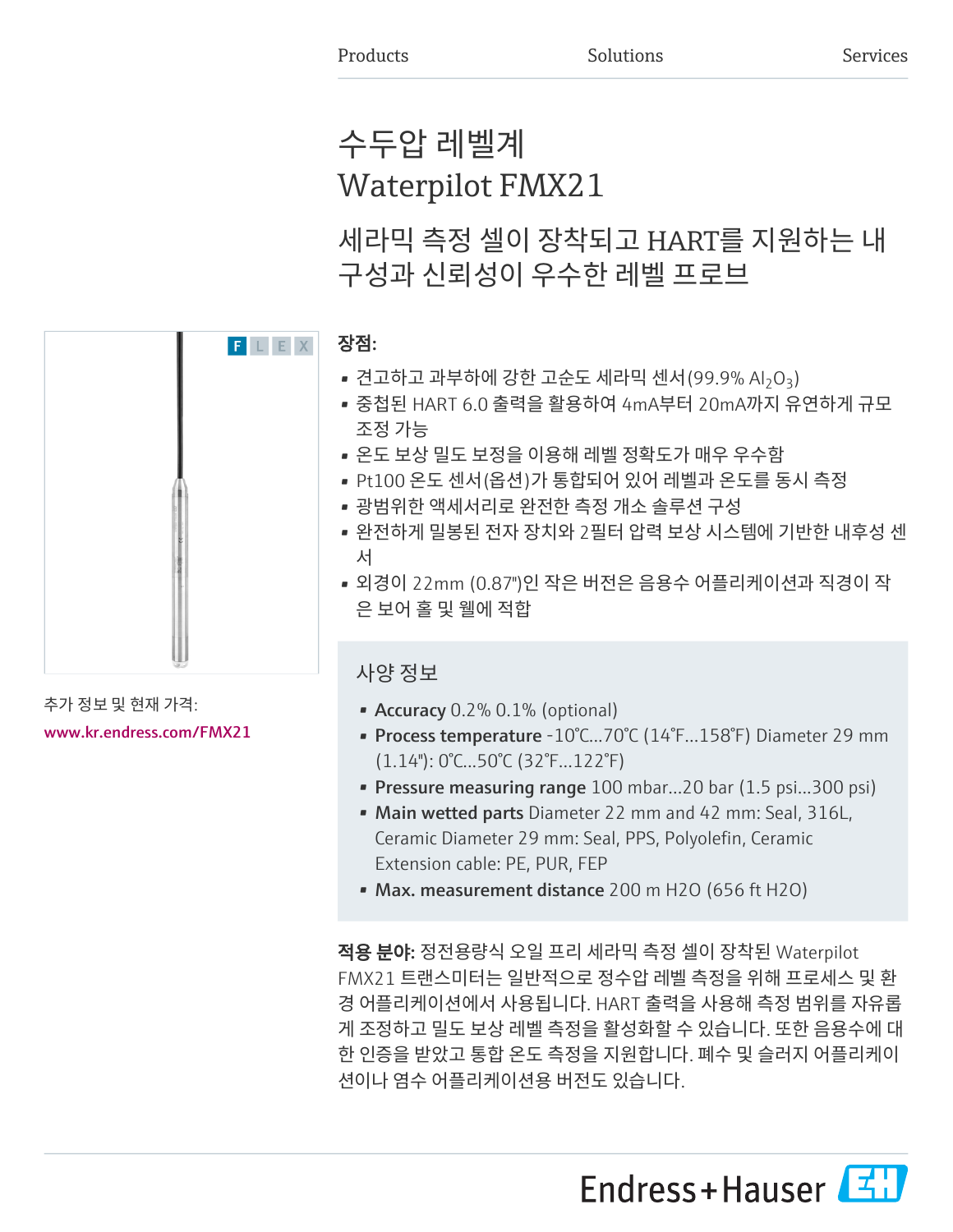Products Solutions Services

# 수두압 레벨계 Waterpilot FMX21

## 세라믹 측정 셀이 장착되고 HART를 지원하는 내구성과 신뢰성이 우수한 레벨 프로브

F L E X

추가 정보 및 현재 가격:

www.kr.endress.com/FMX21

**장점:**

- 견고하고 과부하에 강한 고순도 세라믹 센서(99.9% $Al_2O_3$)
- 중첩된 HART 6.0 출력을 활용하여 4mA부터 20mA까지 유연하게 규모 조정 가능
- 온도 보상 밀도 보정을 이용해 레벨 정확도가 매우 우수함
- Pt100 온도 센서(옵션)가 통합되어 있어 레벨과 온도를 동시 측정
- 광범위한 액세서리로 완전한 측정 개소 솔루션 구성
- 완전하게 밀봉된 전자 장치와 2필터 압력 보상 시스템에 기반한 내후성 센서
- 외경이 22mm (0.87")인 작은 버전은 음용수 어플리케이션과 직경이 작은 보어 홀 및 웰에 적합

### 사양 정보

- **Accuracy** 0.2% 0.1% (optional)
- **Process temperature** -10°C...70°C (14°F...158°F) Diameter 29 mm (1.14"): 0°C...50°C (32°F...122°F)
- **Pressure measuring range** 100 mbar...20 bar (1.5 psi...300 psi)
- **Main wetted parts** Diameter 22 mm and 42 mm: Seal, 316L, Ceramic Diameter 29 mm: Seal, PPS, Polyolefin, Ceramic Extension cable: PE, PUR, FEP
- **Max. measurement distance** 200 m H2O (656 ft H2O)

**적용 분야:** 정전용량식 오일 프리 세라믹 측정 셀이 장착된 Waterpilot FMX21 트랜스미터는 일반적으로 정수압 레벨 측정을 위해 프로세스 및 환경 어플리케이션에서 사용됩니다. HART 출력을 사용해 측정 범위를 자유롭게 조정하고 밀도 보상 레벨 측정을 활성화할 수 있습니다. 또한 음용수에 대한 인증을 받았고 통합 온도 측정을 지원합니다. 폐수 및 슬러지 어플리케이션이나 염수 어플리케이션용 버전도 있습니다.

Endress+Hauser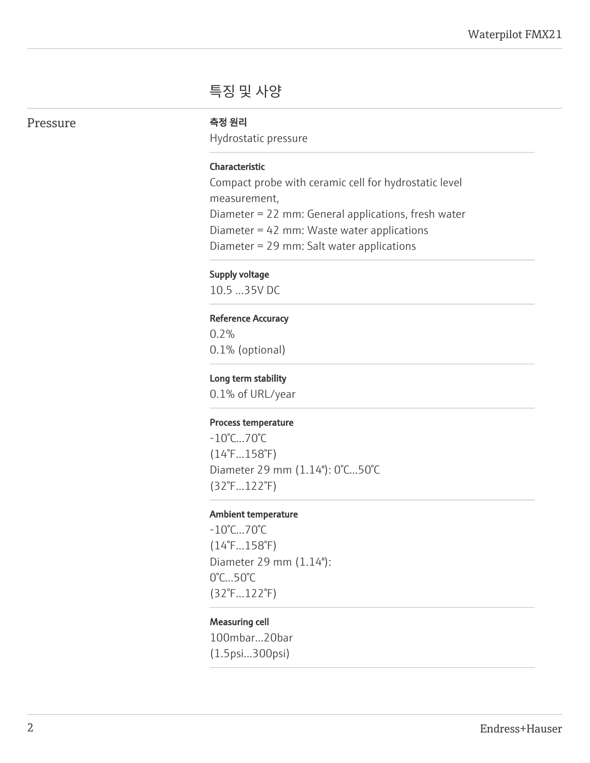# 특징 및 사양

## Pressure

**측정 원리**

Hydrostatic pressure

**Characteristic**

Compact probe with ceramic cell for hydrostatic level measurement,
Diameter = 22 mm: General applications, fresh water
Diameter = 42 mm: Waste water applications
Diameter = 29 mm: Salt water applications

**Supply voltage**

10.5 ...35V DC

**Reference Accuracy**

0.2%
0.1% (optional)

**Long term stability**

0.1% of URL/year

**Process temperature**

-10°C...70°C
(14°F...158°F)
Diameter 29 mm (1.14"): 0°C...50°C
(32°F...122°F)

**Ambient temperature**

-10°C...70°C
(14°F...158°F)
Diameter 29 mm (1.14"):
0°C...50°C
(32°F...122°F)

**Measuring cell**

100mbar...20bar
(1.5psi...300psi)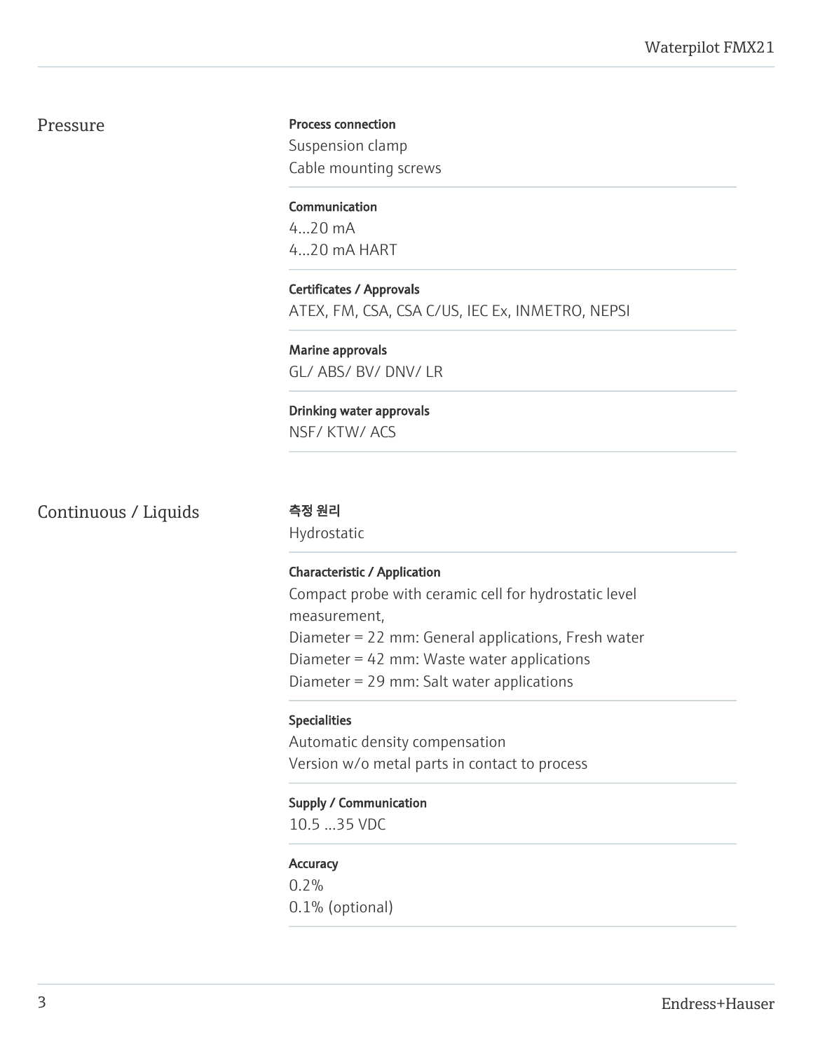## Pressure

**Process connection**
Suspension clamp
Cable mounting screws

**Communication**
4...20 mA
4...20 mA HART

**Certificates / Approvals**
ATEX, FM, CSA, CSA C/US, IEC Ex, INMETRO, NEPSI

**Marine approvals**
GL/ ABS/ BV/ DNV/ LR

**Drinking water approvals**
NSF/ KTW/ ACS

## Continuous / Liquids

**측정 원리**
Hydrostatic

**Characteristic / Application**
Compact probe with ceramic cell for hydrostatic level measurement,
Diameter = 22 mm: General applications, Fresh water
Diameter = 42 mm: Waste water applications
Diameter = 29 mm: Salt water applications

**Specialities**
Automatic density compensation
Version w/o metal parts in contact to process

**Supply / Communication**
10.5 ...35 VDC

**Accuracy**
0.2%
0.1% (optional)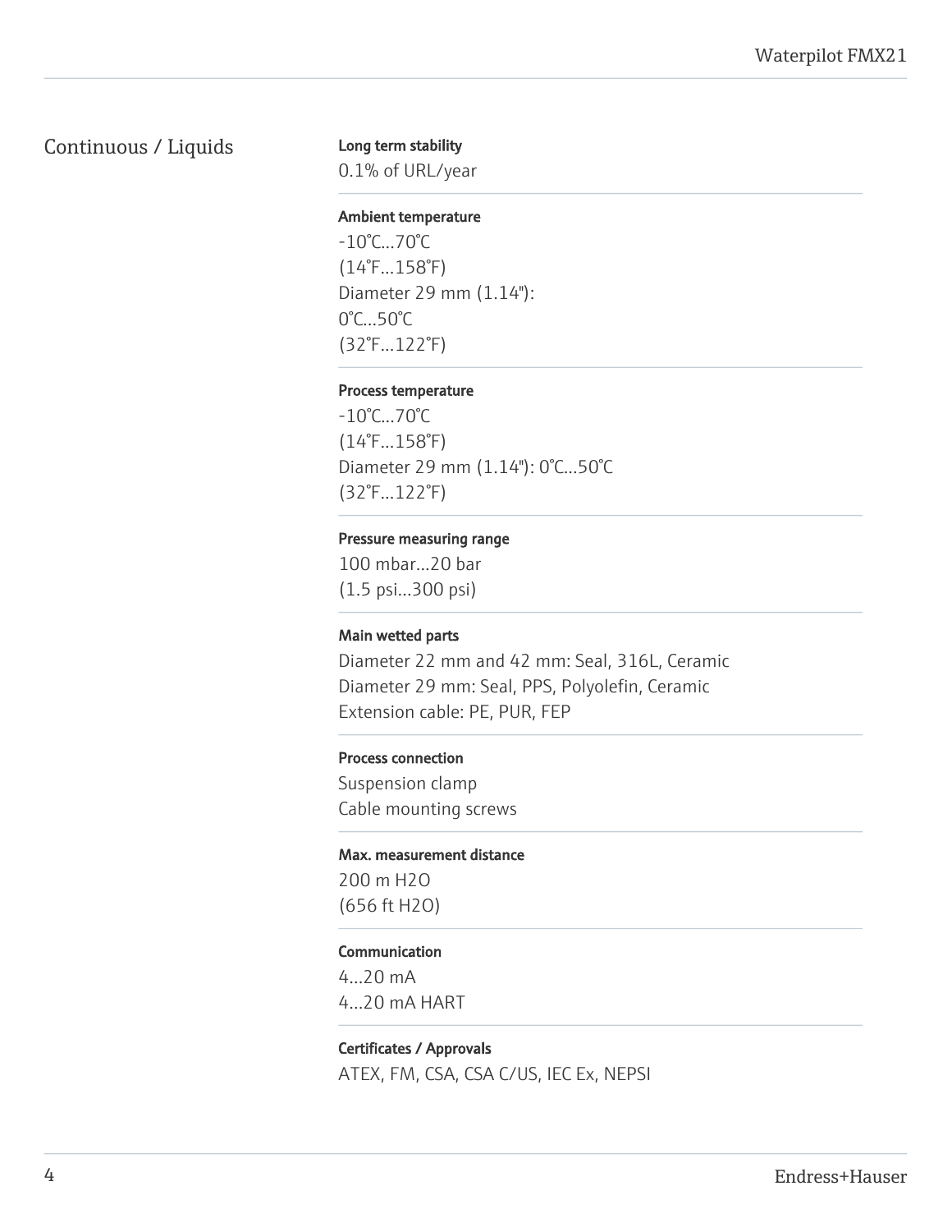## Continuous / Liquids

**Long term stability**

0.1% of URL/year

**Ambient temperature**

-10°C...70°C
(14°F...158°F)
Diameter 29 mm (1.14"):
0°C...50°C
(32°F...122°F)

**Process temperature**

-10°C...70°C
(14°F...158°F)
Diameter 29 mm (1.14"): 0°C...50°C
(32°F...122°F)

**Pressure measuring range**

100 mbar...20 bar
(1.5 psi...300 psi)

**Main wetted parts**

Diameter 22 mm and 42 mm: Seal, 316L, Ceramic
Diameter 29 mm: Seal, PPS, Polyolefin, Ceramic
Extension cable: PE, PUR, FEP

**Process connection**

Suspension clamp
Cable mounting screws

**Max. measurement distance**

200 m H2O
(656 ft H2O)

**Communication**

4...20 mA
4...20 mA HART

**Certificates / Approvals**

ATEX, FM, CSA, CSA C/US, IEC Ex, NEPSI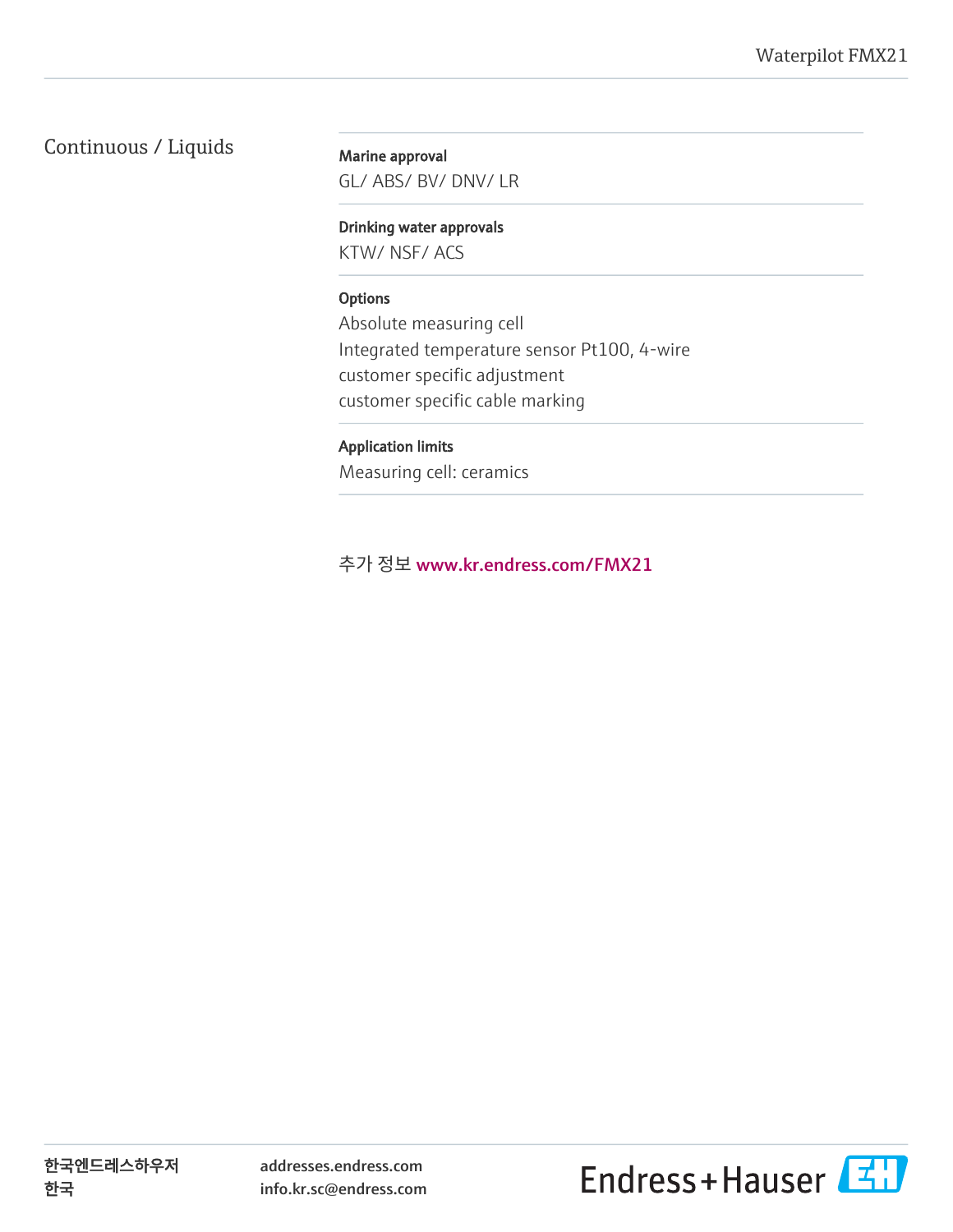## Continuous / Liquids

**Marine approval**
GL/ ABS/ BV/ DNV/ LR

**Drinking water approvals**
KTW/ NSF/ ACS

**Options**
Absolute measuring cell
Integrated temperature sensor Pt100, 4-wire
customer specific adjustment
customer specific cable marking

**Application limits**
Measuring cell: ceramics

추가 정보 **www.kr.endress.com/FMX21**

**한국엔드레스하우저**
**한국**

**addresses.endress.com**
**info.kr.sc@endress.com**

Endress+Hauser